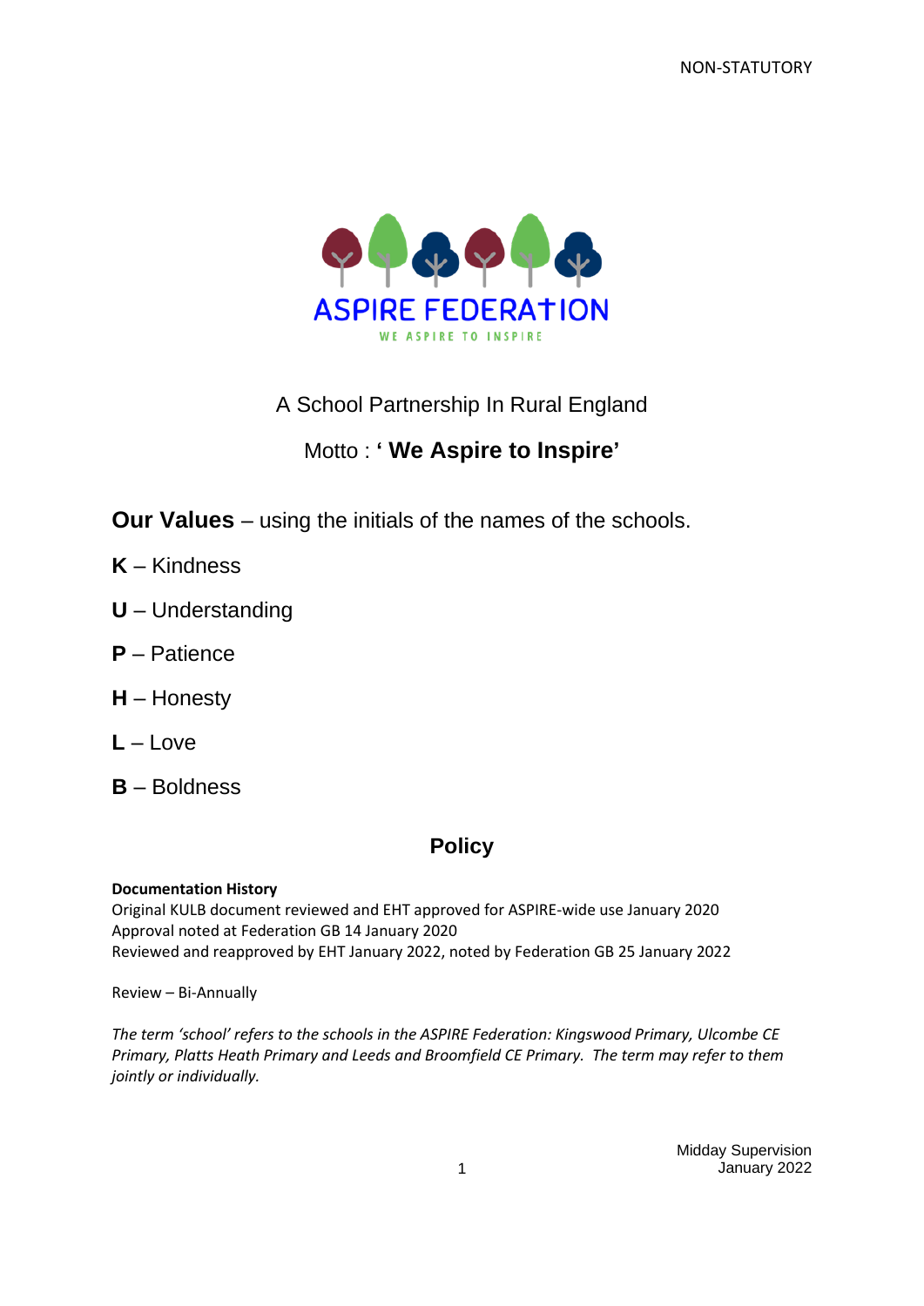NON-STATUTORY

ASPIRE FEDERATION

WE ASPIRE TO INSPIRE

A School Partnership In Rural England

Motto : **' We Aspire to Inspire'**

**Our Values** – using the initials of the names of the schools.

**K** – Kindness

**U** – Understanding

**P** – Patience

**H** – Honesty

**L** – Love

**B** – Boldness

## Policy

**Documentation History**
Original KULB document reviewed and EHT approved for ASPIRE-wide use January 2020
Approval noted at Federation GB 14 January 2020
Reviewed and reapproved by EHT January 2022, noted by Federation GB 25 January 2022

Review – Bi-Annually

*The term 'school' refers to the schools in the ASPIRE Federation: Kingswood Primary, Ulcombe CE Primary, Platts Heath Primary and Leeds and Broomfield CE Primary. The term may refer to them jointly or individually.*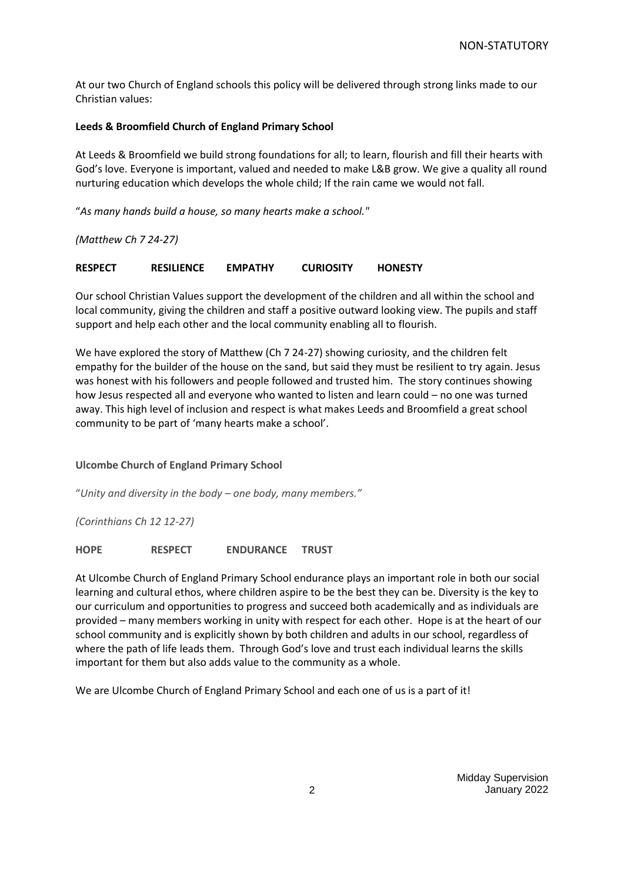At our two Church of England schools this policy will be delivered through strong links made to our Christian values:

**Leeds & Broomfield Church of England Primary School**

At Leeds & Broomfield we build strong foundations for all; to learn, flourish and fill their hearts with God's love. Everyone is important, valued and needed to make L&B grow. We give a quality all round nurturing education which develops the whole child; If the rain came we would not fall.

"*As many hands build a house, so many hearts make a school."*

*(Matthew Ch 7 24-27)*

**RESPECT RESILIENCE EMPATHY CURIOSITY HONESTY**

Our school Christian Values support the development of the children and all within the school and local community, giving the children and staff a positive outward looking view. The pupils and staff support and help each other and the local community enabling all to flourish.

We have explored the story of Matthew (Ch 7 24-27) showing curiosity, and the children felt empathy for the builder of the house on the sand, but said they must be resilient to try again. Jesus was honest with his followers and people followed and trusted him. The story continues showing how Jesus respected all and everyone who wanted to listen and learn could – no one was turned away. This high level of inclusion and respect is what makes Leeds and Broomfield a great school community to be part of 'many hearts make a school'.

**Ulcombe Church of England Primary School**

"*Unity and diversity in the body – one body, many members."*

*(Corinthians Ch 12 12-27)*

**HOPE RESPECT ENDURANCE TRUST**

At Ulcombe Church of England Primary School endurance plays an important role in both our social learning and cultural ethos, where children aspire to be the best they can be. Diversity is the key to our curriculum and opportunities to progress and succeed both academically and as individuals are provided – many members working in unity with respect for each other. Hope is at the heart of our school community and is explicitly shown by both children and adults in our school, regardless of where the path of life leads them. Through God's love and trust each individual learns the skills important for them but also adds value to the community as a whole.

We are Ulcombe Church of England Primary School and each one of us is a part of it!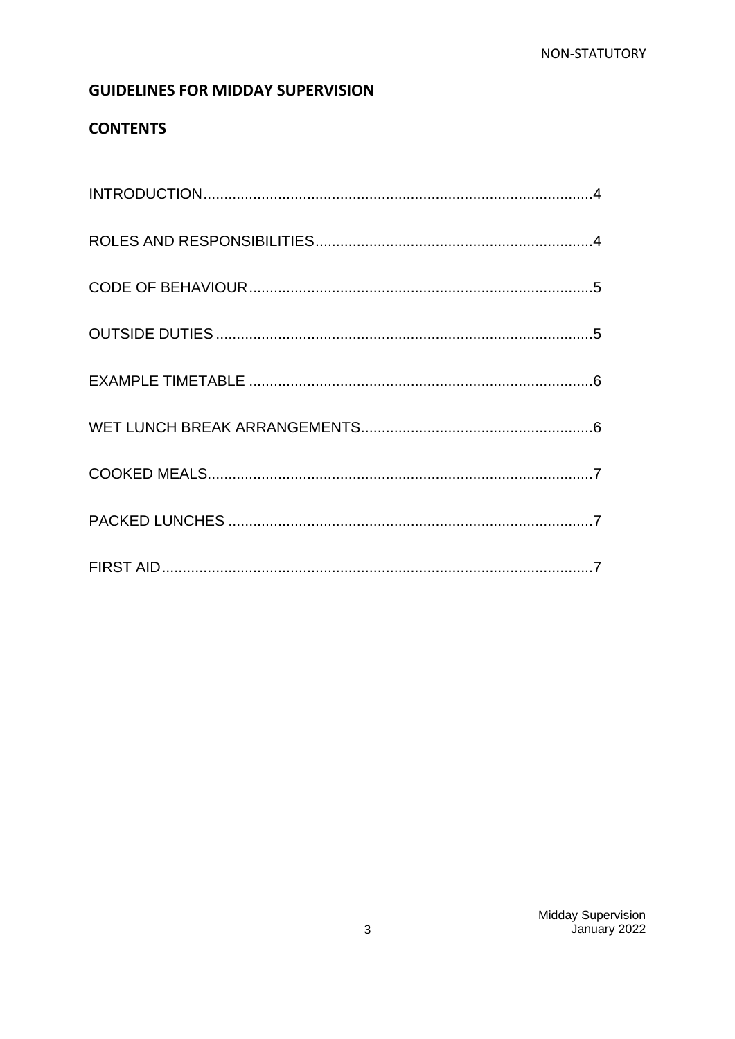NON-STATUTORY

## GUIDELINES FOR MIDDAY SUPERVISION

## CONTENTS

INTRODUCTION....................................................................................4

ROLES AND RESPONSIBILITIES..................................................................4

CODE OF BEHAVIOUR..................................................................................5

OUTSIDE DUTIES..........................................................................................5

EXAMPLE TIMETABLE ..................................................................................6

WET LUNCH BREAK ARRANGEMENTS.......................................................6

COOKED MEALS............................................................................................7

PACKED LUNCHES .......................................................................................7

FIRST AID.......................................................................................................7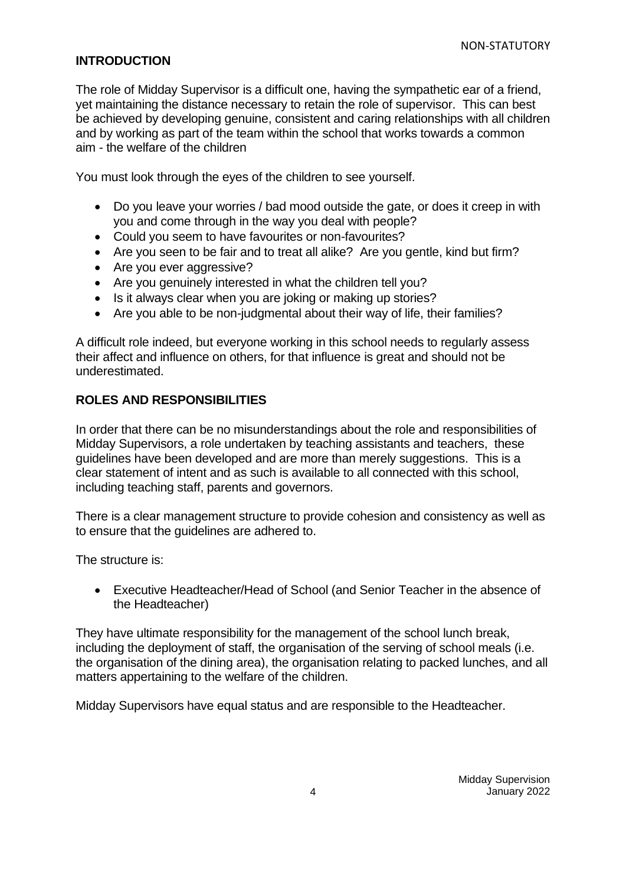## INTRODUCTION

The role of Midday Supervisor is a difficult one, having the sympathetic ear of a friend, yet maintaining the distance necessary to retain the role of supervisor. This can best be achieved by developing genuine, consistent and caring relationships with all children and by working as part of the team within the school that works towards a common aim - the welfare of the children

You must look through the eyes of the children to see yourself.

- Do you leave your worries / bad mood outside the gate, or does it creep in with you and come through in the way you deal with people?
- Could you seem to have favourites or non-favourites?
- Are you seen to be fair and to treat all alike? Are you gentle, kind but firm?
- Are you ever aggressive?
- Are you genuinely interested in what the children tell you?
- Is it always clear when you are joking or making up stories?
- Are you able to be non-judgmental about their way of life, their families?

A difficult role indeed, but everyone working in this school needs to regularly assess their affect and influence on others, for that influence is great and should not be underestimated.

## ROLES AND RESPONSIBILITIES

In order that there can be no misunderstandings about the role and responsibilities of Midday Supervisors, a role undertaken by teaching assistants and teachers, these guidelines have been developed and are more than merely suggestions. This is a clear statement of intent and as such is available to all connected with this school, including teaching staff, parents and governors.

There is a clear management structure to provide cohesion and consistency as well as to ensure that the guidelines are adhered to.

The structure is:

- Executive Headteacher/Head of School (and Senior Teacher in the absence of the Headteacher)

They have ultimate responsibility for the management of the school lunch break, including the deployment of staff, the organisation of the serving of school meals (i.e. the organisation of the dining area), the organisation relating to packed lunches, and all matters appertaining to the welfare of the children.

Midday Supervisors have equal status and are responsible to the Headteacher.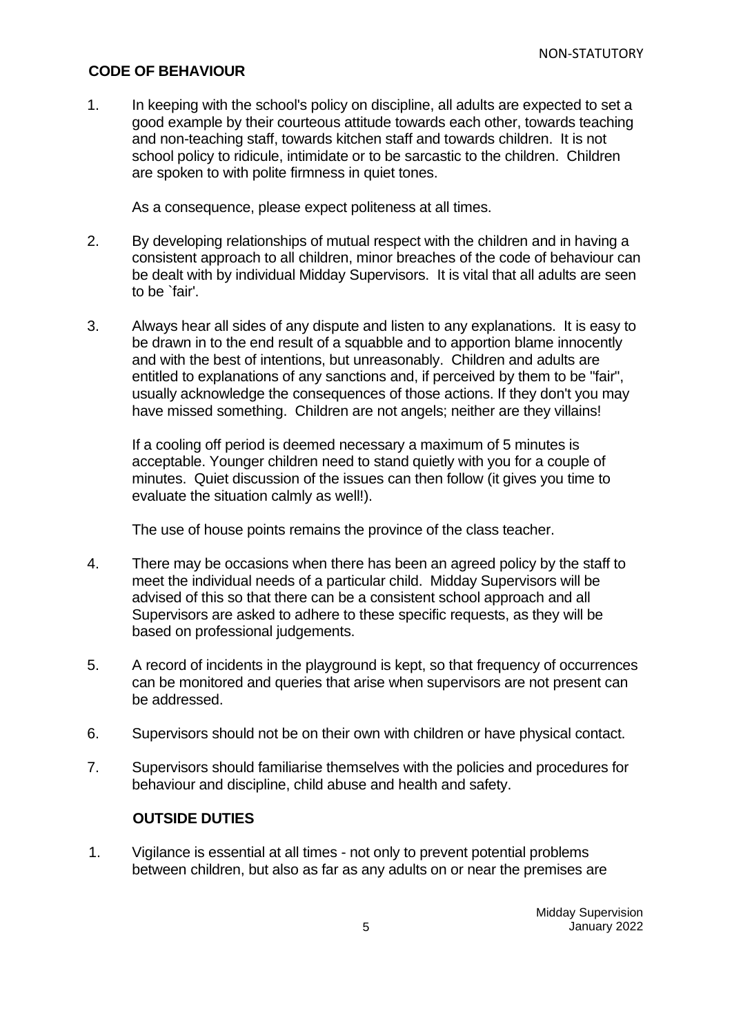## CODE OF BEHAVIOUR

1. In keeping with the school's policy on discipline, all adults are expected to set a good example by their courteous attitude towards each other, towards teaching and non-teaching staff, towards kitchen staff and towards children. It is not school policy to ridicule, intimidate or to be sarcastic to the children. Children are spoken to with polite firmness in quiet tones.

   As a consequence, please expect politeness at all times.

2. By developing relationships of mutual respect with the children and in having a consistent approach to all children, minor breaches of the code of behaviour can be dealt with by individual Midday Supervisors. It is vital that all adults are seen to be `fair'.

3. Always hear all sides of any dispute and listen to any explanations. It is easy to be drawn in to the end result of a squabble and to apportion blame innocently and with the best of intentions, but unreasonably. Children and adults are entitled to explanations of any sanctions and, if perceived by them to be "fair", usually acknowledge the consequences of those actions. If they don't you may have missed something. Children are not angels; neither are they villains!

   If a cooling off period is deemed necessary a maximum of 5 minutes is acceptable. Younger children need to stand quietly with you for a couple of minutes. Quiet discussion of the issues can then follow (it gives you time to evaluate the situation calmly as well!).

   The use of house points remains the province of the class teacher.

4. There may be occasions when there has been an agreed policy by the staff to meet the individual needs of a particular child. Midday Supervisors will be advised of this so that there can be a consistent school approach and all Supervisors are asked to adhere to these specific requests, as they will be based on professional judgements.

5. A record of incidents in the playground is kept, so that frequency of occurrences can be monitored and queries that arise when supervisors are not present can be addressed.

6. Supervisors should not be on their own with children or have physical contact.

7. Supervisors should familiarise themselves with the policies and procedures for behaviour and discipline, child abuse and health and safety.

## OUTSIDE DUTIES

1. Vigilance is essential at all times - not only to prevent potential problems between children, but also as far as any adults on or near the premises are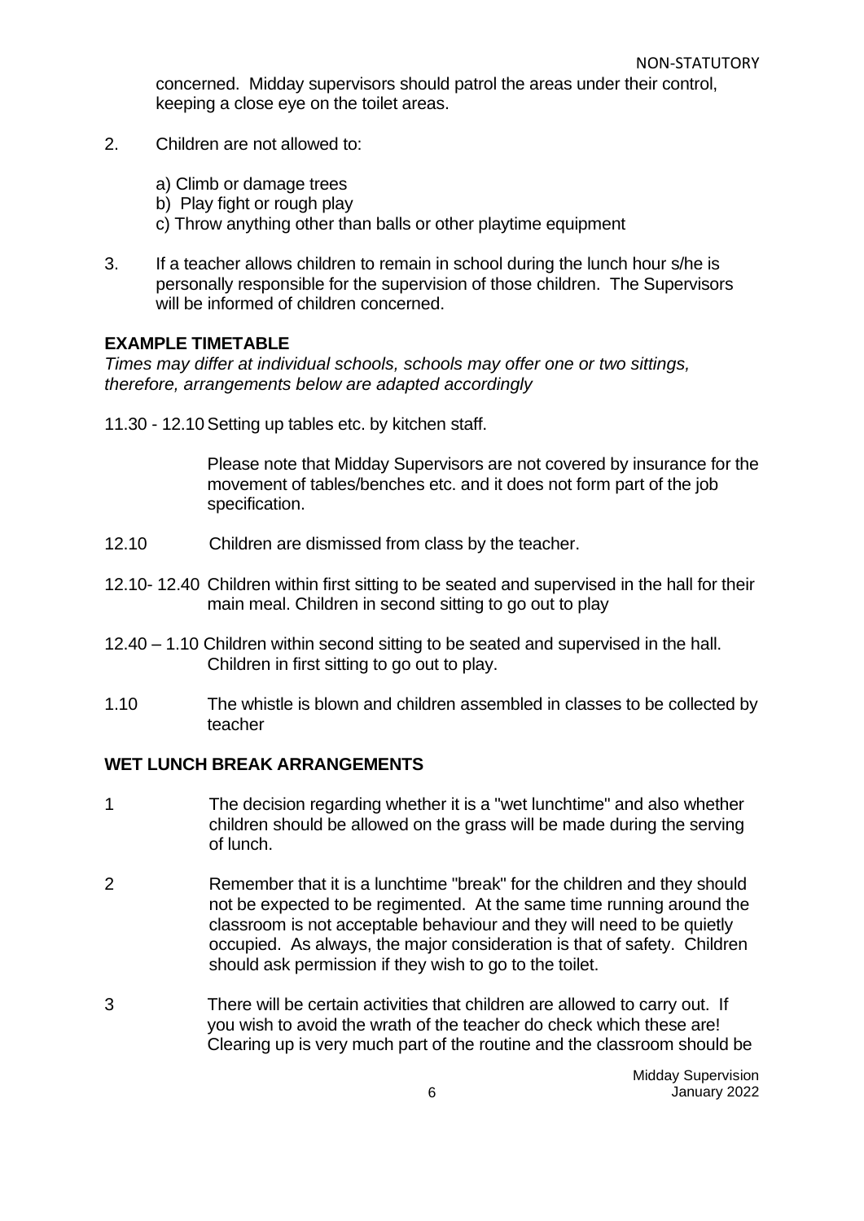concerned. Midday supervisors should patrol the areas under their control, keeping a close eye on the toilet areas.

2. Children are not allowed to:

   a) Climb or damage trees
   b) Play fight or rough play
   c) Throw anything other than balls or other playtime equipment

3. If a teacher allows children to remain in school during the lunch hour s/he is personally responsible for the supervision of those children. The Supervisors will be informed of children concerned.

## EXAMPLE TIMETABLE

*Times may differ at individual schools, schools may offer one or two sittings, therefore, arrangements below are adapted accordingly*

11.30 - 12.10 Setting up tables etc. by kitchen staff.

Please note that Midday Supervisors are not covered by insurance for the movement of tables/benches etc. and it does not form part of the job specification.

12.10 Children are dismissed from class by the teacher.

12.10- 12.40 Children within first sitting to be seated and supervised in the hall for their main meal. Children in second sitting to go out to play

12.40 – 1.10 Children within second sitting to be seated and supervised in the hall. Children in first sitting to go out to play.

1.10 The whistle is blown and children assembled in classes to be collected by teacher

## WET LUNCH BREAK ARRANGEMENTS

1 The decision regarding whether it is a "wet lunchtime" and also whether children should be allowed on the grass will be made during the serving of lunch.

2 Remember that it is a lunchtime "break" for the children and they should not be expected to be regimented. At the same time running around the classroom is not acceptable behaviour and they will need to be quietly occupied. As always, the major consideration is that of safety. Children should ask permission if they wish to go to the toilet.

3 There will be certain activities that children are allowed to carry out. If you wish to avoid the wrath of the teacher do check which these are! Clearing up is very much part of the routine and the classroom should be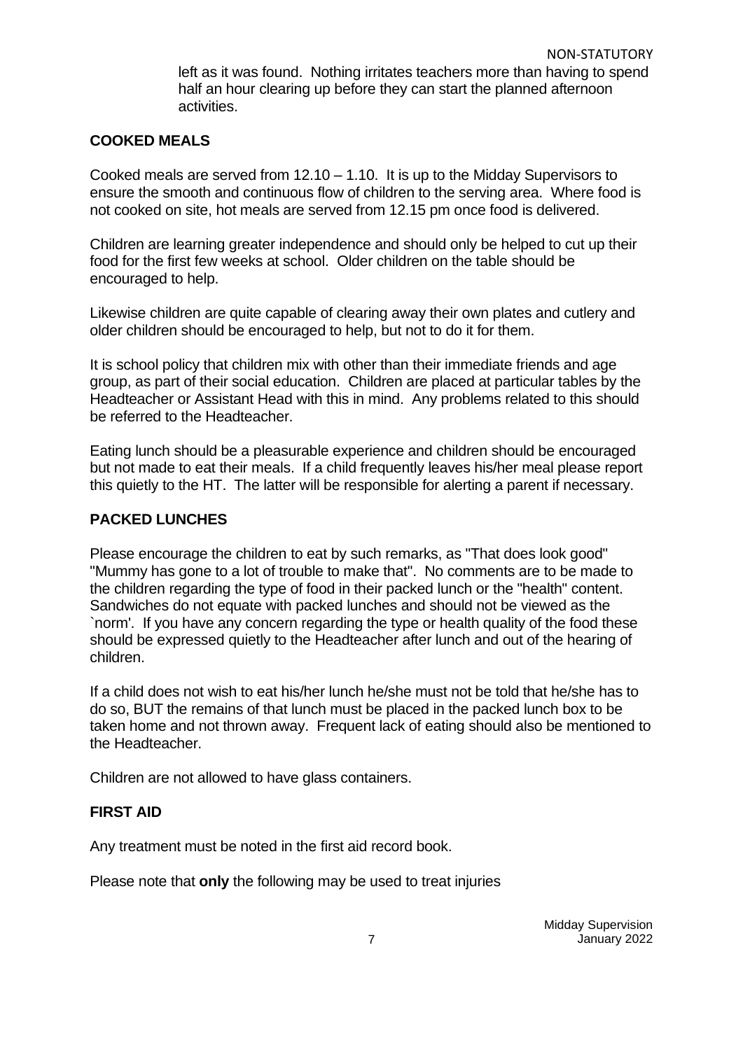left as it was found. Nothing irritates teachers more than having to spend half an hour clearing up before they can start the planned afternoon activities.

## COOKED MEALS

Cooked meals are served from 12.10 – 1.10. It is up to the Midday Supervisors to ensure the smooth and continuous flow of children to the serving area. Where food is not cooked on site, hot meals are served from 12.15 pm once food is delivered.

Children are learning greater independence and should only be helped to cut up their food for the first few weeks at school. Older children on the table should be encouraged to help.

Likewise children are quite capable of clearing away their own plates and cutlery and older children should be encouraged to help, but not to do it for them.

It is school policy that children mix with other than their immediate friends and age group, as part of their social education. Children are placed at particular tables by the Headteacher or Assistant Head with this in mind. Any problems related to this should be referred to the Headteacher.

Eating lunch should be a pleasurable experience and children should be encouraged but not made to eat their meals. If a child frequently leaves his/her meal please report this quietly to the HT. The latter will be responsible for alerting a parent if necessary.

## PACKED LUNCHES

Please encourage the children to eat by such remarks, as "That does look good" "Mummy has gone to a lot of trouble to make that". No comments are to be made to the children regarding the type of food in their packed lunch or the "health" content. Sandwiches do not equate with packed lunches and should not be viewed as the `norm'. If you have any concern regarding the type or health quality of the food these should be expressed quietly to the Headteacher after lunch and out of the hearing of children.

If a child does not wish to eat his/her lunch he/she must not be told that he/she has to do so, BUT the remains of that lunch must be placed in the packed lunch box to be taken home and not thrown away. Frequent lack of eating should also be mentioned to the Headteacher.

Children are not allowed to have glass containers.

## FIRST AID

Any treatment must be noted in the first aid record book.

Please note that **only** the following may be used to treat injuries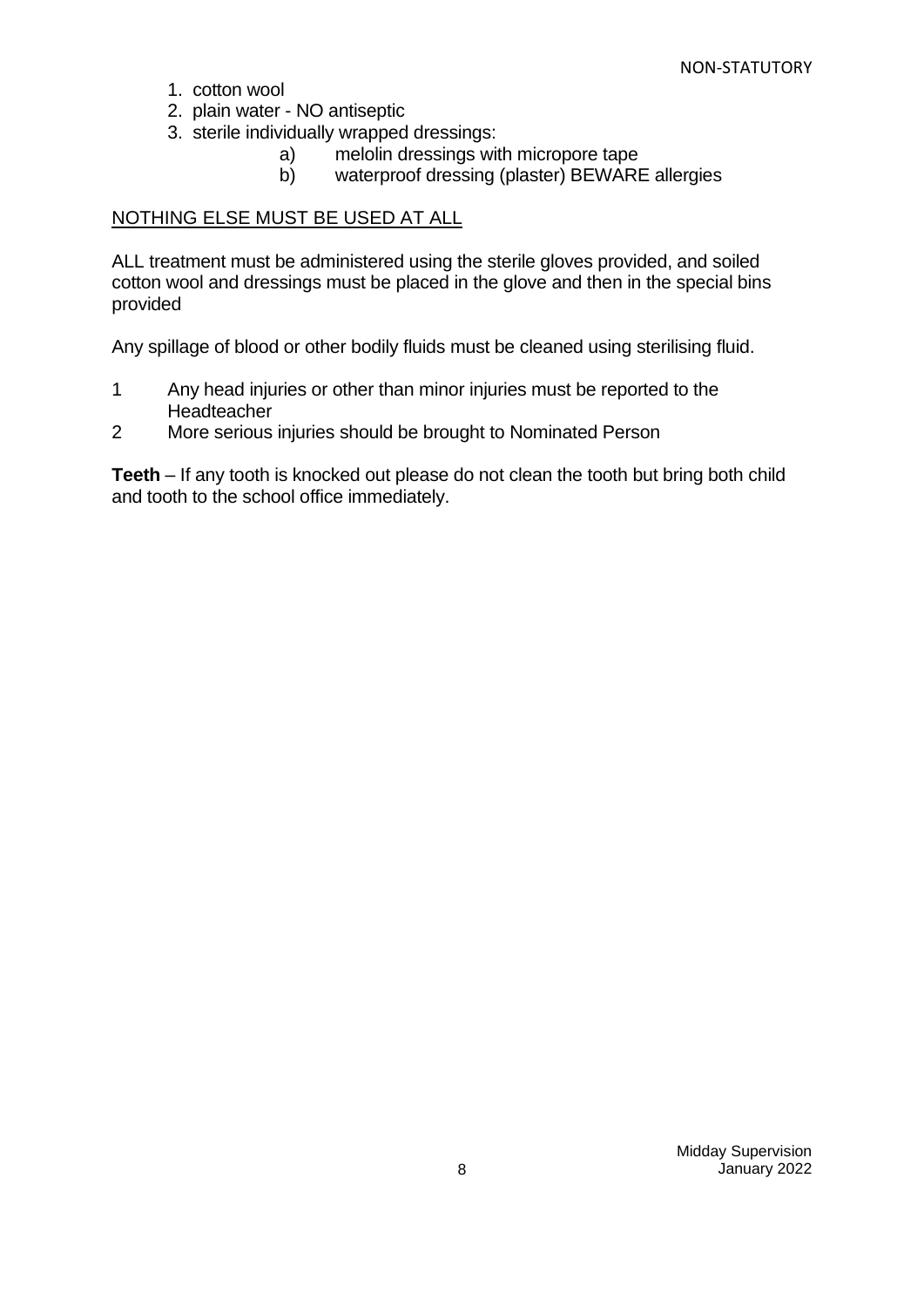1. cotton wool
2. plain water - NO antiseptic
3. sterile individually wrapped dressings:
   a) melolin dressings with micropore tape
   b) waterproof dressing (plaster) BEWARE allergies

<u>NOTHING ELSE MUST BE USED AT ALL</u>

ALL treatment must be administered using the sterile gloves provided, and soiled cotton wool and dressings must be placed in the glove and then in the special bins provided

Any spillage of blood or other bodily fluids must be cleaned using sterilising fluid.

1. Any head injuries or other than minor injuries must be reported to the Headteacher
2. More serious injuries should be brought to Nominated Person

**Teeth** – If any tooth is knocked out please do not clean the tooth but bring both child and tooth to the school office immediately.